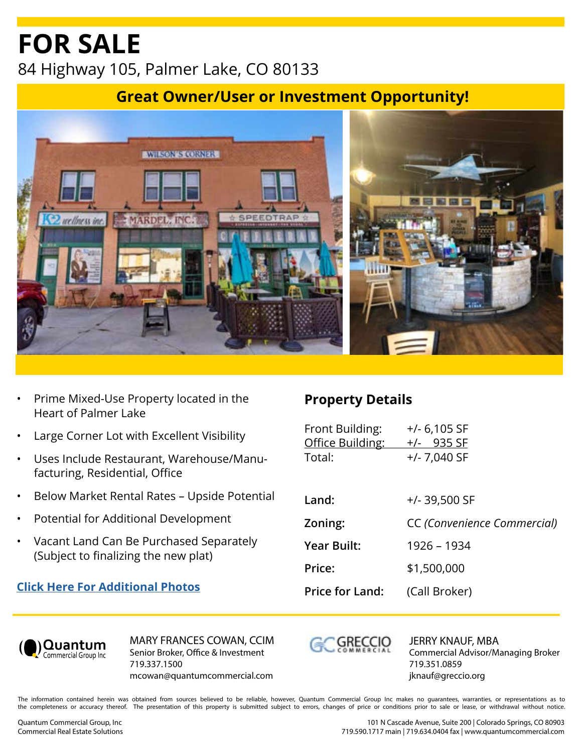# FOR SALE

84 Highway 105, Palmer Lake, CO 80133

## Great Owner/User or Investment Opportunity!

- Prime Mixed-Use Property located in the Heart of Palmer Lake
- Large Corner Lot with Excellent Visibility
- Uses Include Restaurant, Warehouse/Manufacturing, Residential, Office
- Below Market Rental Rates – Upside Potential
- Potential for Additional Development
- Vacant Land Can Be Purchased Separately (Subject to finalizing the new plat)

**Click Here For Additional Photos**

## Property Details

| | |
|---|---|
| Front Building: | +/- 6,105 SF |
| Office Building: | +/- 935 SF |
| Total: | +/- 7,040 SF |
| **Land:** | +/- 39,500 SF |
| **Zoning:** | CC *(Convenience Commercial)* |
| **Year Built:** | 1926 – 1934 |
| **Price:** | $1,500,000 |
| **Price for Land:** | (Call Broker) |

Quantum Commercial Group Inc

MARY FRANCES COWAN, CCIM
Senior Broker, Office & Investment
719.337.1500
mcowan@quantumcommercial.com

GRECCIO COMMERCIAL

JERRY KNAUF, MBA
Commercial Advisor/Managing Broker
719.351.0859
jknauf@greccio.org

The information contained herein was obtained from sources believed to be reliable, however, Quantum Commercial Group Inc makes no guarantees, warranties, or representations as to the completeness or accuracy thereof. The presentation of this property is submitted subject to errors, changes of price or conditions prior to sale or lease, or withdrawal without notice.

Quantum Commercial Group, Inc
Commercial Real Estate Solutions

101 N Cascade Avenue, Suite 200 | Colorado Springs, CO 80903
719.590.1717 main | 719.634.0404 fax | www.quantumcommercial.com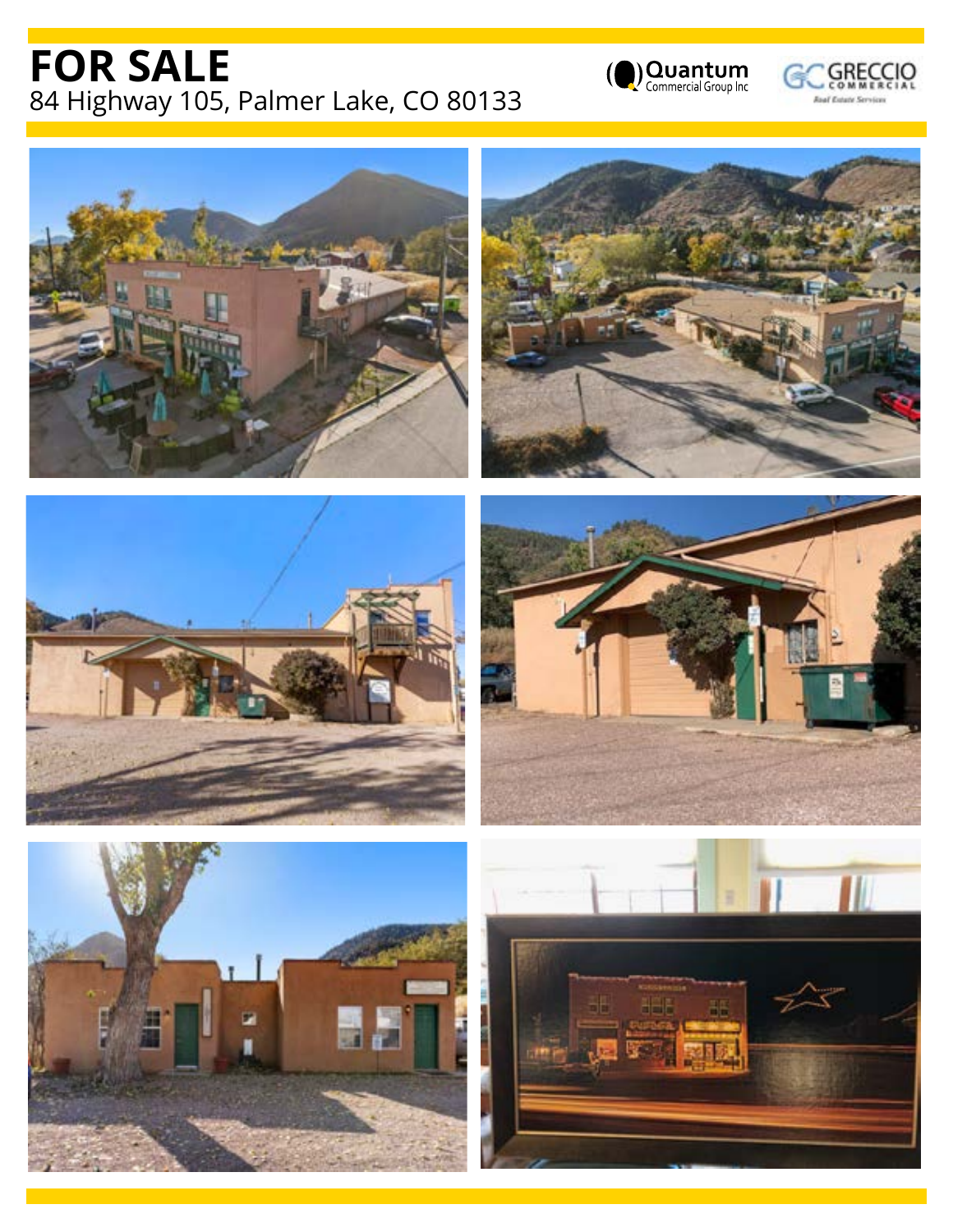# FOR SALE

84 Highway 105, Palmer Lake, CO 80133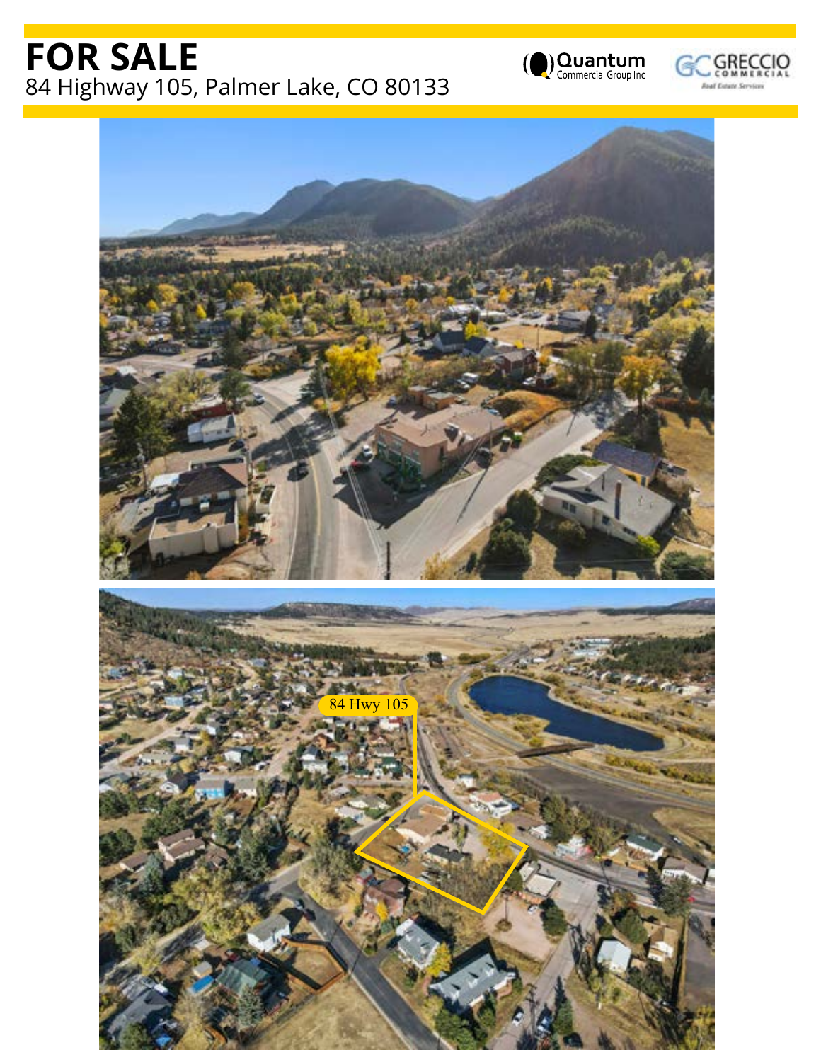# FOR SALE

84 Highway 105, Palmer Lake, CO 80133